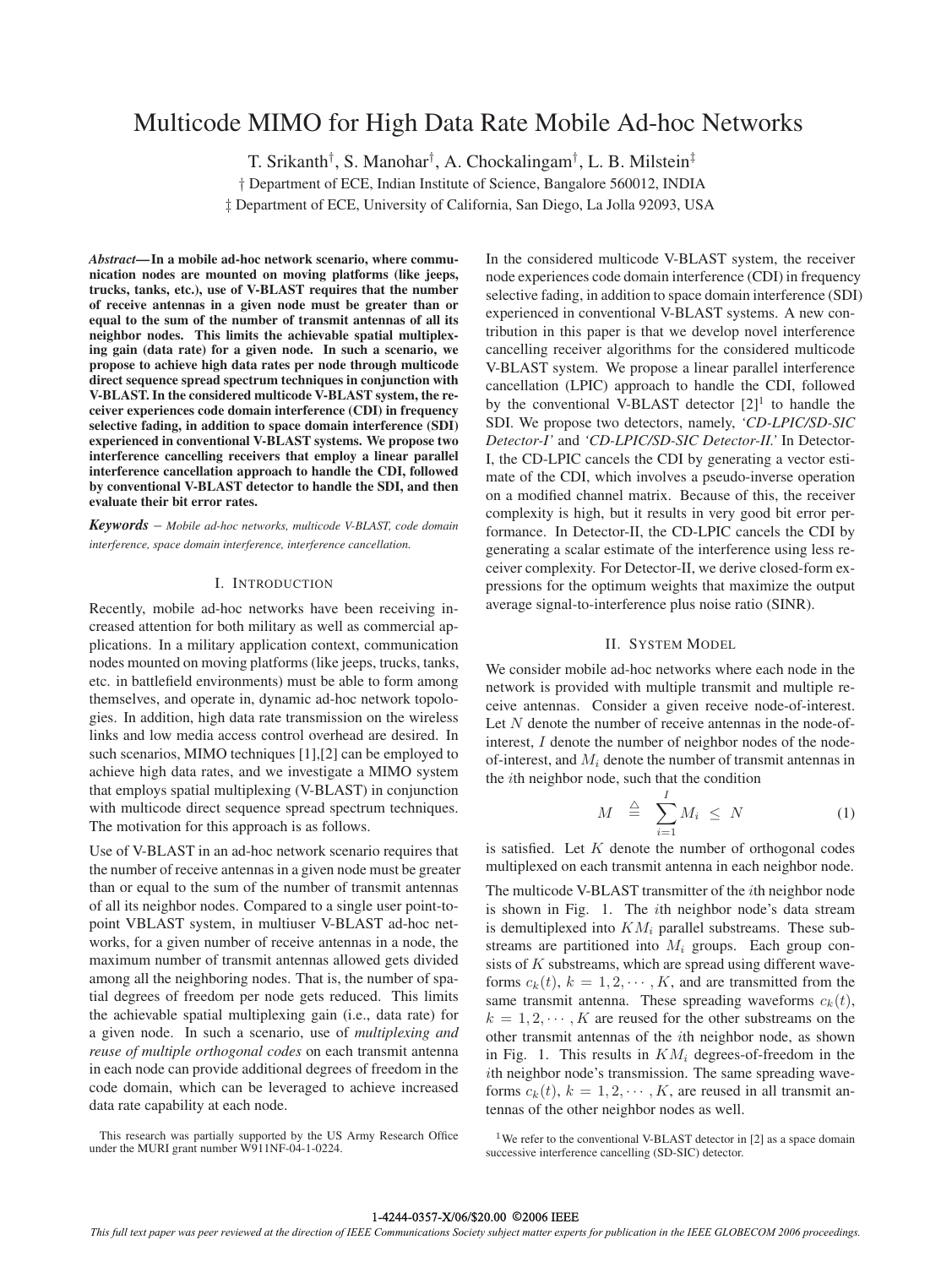# Multicode MIMO for High Data Rate Mobile Ad-hoc Networks

T. Srikanth[†], S. Manohar[†], A. Chockalingam[†], L. B. Milstein[‡]

[†] Department of ECE, Indian Institute of Science, Bangalore 560012, INDIA

[‡] Department of ECE, University of California, San Diego, La Jolla 92093, USA

***Abstract*— In a mobile ad-hoc network scenario, where communication nodes are mounted on moving platforms (like jeeps, trucks, tanks, etc.), use of V-BLAST requires that the number of receive antennas in a given node must be greater than or equal to the sum of the number of transmit antennas of all its neighbor nodes. This limits the achievable spatial multiplexing gain (data rate) for a given node. In such a scenario, we propose to achieve high data rates per node through multicode direct sequence spread spectrum techniques in conjunction with V-BLAST. In the considered multicode V-BLAST system, the receiver experiences code domain interference (CDI) in frequency selective fading, in addition to space domain interference (SDI) experienced in conventional V-BLAST systems. We propose two interference cancelling receivers that employ a linear parallel interference cancellation approach to handle the CDI, followed by conventional V-BLAST detector to handle the SDI, and then evaluate their bit error rates.**

***Keywords*** *– Mobile ad-hoc networks, multicode V-BLAST, code domain interference, space domain interference, interference cancellation.*

## I. Introduction

Recently, mobile ad-hoc networks have been receiving increased attention for both military as well as commercial applications. In a military application context, communication nodes mounted on moving platforms (like jeeps, trucks, tanks, etc. in battlefield environments) must be able to form among themselves, and operate in, dynamic ad-hoc network topologies. In addition, high data rate transmission on the wireless links and low media access control overhead are desired. In such scenarios, MIMO techniques [1],[2] can be employed to achieve high data rates, and we investigate a MIMO system that employs spatial multiplexing (V-BLAST) in conjunction with multicode direct sequence spread spectrum techniques. The motivation for this approach is as follows.

Use of V-BLAST in an ad-hoc network scenario requires that the number of receive antennas in a given node must be greater than or equal to the sum of the number of transmit antennas of all its neighbor nodes. Compared to a single user point-to-point VBLAST system, in multiuser V-BLAST ad-hoc networks, for a given number of receive antennas in a node, the maximum number of transmit antennas allowed gets divided among all the neighboring nodes. That is, the number of spatial degrees of freedom per node gets reduced. This limits the achievable spatial multiplexing gain (i.e., data rate) for a given node. In such a scenario, use of *multiplexing and reuse of multiple orthogonal codes* on each transmit antenna in each node can provide additional degrees of freedom in the code domain, which can be leveraged to achieve increased data rate capability at each node.

In the considered multicode V-BLAST system, the receiver node experiences code domain interference (CDI) in frequency selective fading, in addition to space domain interference (SDI) experienced in conventional V-BLAST systems. A new contribution in this paper is that we develop novel interference cancelling receiver algorithms for the considered multicode V-BLAST system. We propose a linear parallel interference cancellation (LPIC) approach to handle the CDI, followed by the conventional V-BLAST detector [2][1] to handle the SDI. We propose two detectors, namely, *'CD-LPIC/SD-SIC Detector-I'* and *'CD-LPIC/SD-SIC Detector-II.'* In Detector-I, the CD-LPIC cancels the CDI by generating a vector estimate of the CDI, which involves a pseudo-inverse operation on a modified channel matrix. Because of this, the receiver complexity is high, but it results in very good bit error performance. In Detector-II, the CD-LPIC cancels the CDI by generating a scalar estimate of the interference using less receiver complexity. For Detector-II, we derive closed-form expressions for the optimum weights that maximize the output average signal-to-interference plus noise ratio (SINR).

## II. System Model

We consider mobile ad-hoc networks where each node in the network is provided with multiple transmit and multiple receive antennas. Consider a given receive node-of-interest. Let $N$ denote the number of receive antennas in the node-of-interest, $I$ denote the number of neighbor nodes of the node-of-interest, and $M_i$ denote the number of transmit antennas in the $i$th neighbor node, such that the condition

$$M \ \stackrel{\triangle}{=} \ \sum_{i=1}^{I} M_i \ \leq \ N \tag{1}$$

is satisfied. Let $K$ denote the number of orthogonal codes multiplexed on each transmit antenna in each neighbor node.

The multicode V-BLAST transmitter of the $i$th neighbor node is shown in Fig. 1. The $i$th neighbor node's data stream is demultiplexed into $KM_i$ parallel substreams. These substreams are partitioned into $M_i$ groups. Each group consists of $K$ substreams, which are spread using different waveforms $c_k(t)$, $k = 1, 2, \cdots, K$, and are transmitted from the same transmit antenna. These spreading waveforms $c_k(t)$, $k = 1, 2, \cdots, K$ are reused for the other substreams on the other transmit antennas of the $i$th neighbor node, as shown in Fig. 1. This results in $KM_i$ degrees-of-freedom in the $i$th neighbor node's transmission. The same spreading waveforms $c_k(t)$, $k = 1, 2, \cdots, K$, are reused in all transmit antennas of the other neighbor nodes as well.

This research was partially supported by the US Army Research Office under the MURI grant number W911NF-04-1-0224.

[1] We refer to the conventional V-BLAST detector in [2] as a space domain successive interference cancelling (SD-SIC) detector.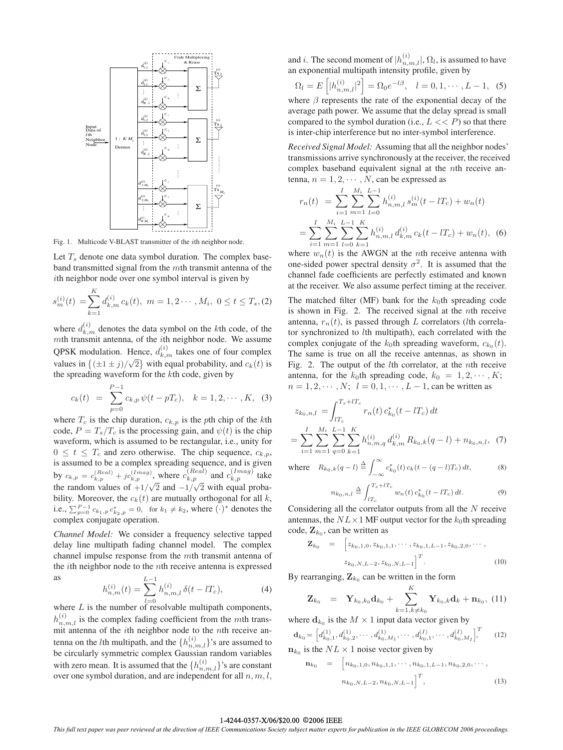Fig. 1. Multicode V-BLAST transmitter of the $i$th neighbor node.

Let $T_s$ denote one data symbol duration. The complex baseband transmitted signal from the $m$th transmit antenna of the $i$th neighbor node over one symbol interval is given by

$$s_m^{(i)}(t) = \sum_{k=1}^{K} d_{k,m}^{(i)}\, c_k(t), \;\; m = 1, 2 \cdots, M_i, \;\; 0 \le t \le T_s, \quad (2)$$

where $d_{k,m}^{(i)}$ denotes the data symbol on the $k$th code, of the $m$th transmit antenna, of the $i$th neighbor node. We assume QPSK modulation. Hence, $d_{k,m}^{(i)}$ takes one of four complex values in $\{(\pm 1 \pm j)/\sqrt{2}\}$ with equal probability, and $c_k(t)$ is the spreading waveform for the $k$th code, given by

$$c_k(t) \;=\; \sum_{p=0}^{P-1} c_{k,p}\, \psi(t - pT_c), \quad k = 1, 2, \cdots, K, \quad (3)$$

where $T_c$ is the chip duration, $c_{k,p}$ is the $p$th chip of the $k$th code, $P = T_s/T_c$ is the processing gain, and $\psi(t)$ is the chip waveform, which is assumed to be rectangular, i.e., unity for $0 \le t \le T_c$ and zero otherwise. The chip sequence, $c_{k,p}$, is assumed to be a complex spreading sequence, and is given by $c_{k,p} = c_{k,p}^{(Real)} + j c_{k,p}^{(Imag)}$, where $c_{k,p}^{(Real)}$ and $c_{k,p}^{(Imag)}$ take the random values of $+1/\sqrt{2}$ and $-1/\sqrt{2}$ with equal probability. Moreover, the $c_k(t)$ are mutually orthogonal for all $k$, i.e., $\sum_{p=0}^{P-1} c_{k_1,p}\, c_{k_2,p}^* = 0$, for $k_1 \ne k_2$, where $(\cdot)^*$ denotes the complex conjugate operation.

*Channel Model:* We consider a frequency selective tapped delay line multipath fading channel model. The complex channel impulse response from the $m$th transmit antenna of the $i$th neighbor node to the $n$th receive antenna is expressed as

$$h_{n,m}^{(i)}(t) = \sum_{l=0}^{L-1} h_{n,m,l}^{(i)}\, \delta(t - lT_c), \quad (4)$$

where $L$ is the number of resolvable multipath components, $h_{n,m,l}^{(i)}$ is the complex fading coefficient from the $m$th transmit antenna of the $i$th neighbor node to the $n$th receive antenna on the $l$th multipath, and the $\{h_{n,m,l}^{(i)}\}$'s are assumed to be circularly symmetric complex Gaussian random variables with zero mean. It is assumed that the $\{h_{n,m,l}^{(i)}\}$'s are constant over one symbol duration, and are independent for all $n, m, l$, and $i$. The second moment of $|h_{n,m,l}^{(i)}|$, $\Omega_l$, is assumed to have an exponential multipath intensity profile, given by

$$\Omega_l = E\left[|h_{n,m,l}^{(i)}|^2\right] = \Omega_0 e^{-l\beta}, \quad l = 0, 1, \cdots, L-1, \quad (5)$$

where $\beta$ represents the rate of the exponential decay of the average path power. We assume that the delay spread is small compared to the symbol duration (i.e., $L << P$) so that there is inter-chip interference but no inter-symbol interference.

*Received Signal Model:* Assuming that all the neighbor nodes' transmissions arrive synchronously at the receiver, the received complex baseband equivalent signal at the $n$th receive antenna, $n = 1, 2, \cdots, N$, can be expressed as

$$\begin{aligned} r_n(t) &= \sum_{i=1}^{I} \sum_{m=1}^{M_i} \sum_{l=0}^{L-1} h_{n,m,l}^{(i)}\, s_m^{(i)}(t - lT_c) + w_n(t) \\ &= \sum_{i=1}^{I} \sum_{m=1}^{M_i} \sum_{l=0}^{L-1} \sum_{k=1}^{K} h_{n,m,l}^{(i)}\, d_{k,m}^{(i)}\, c_k(t - lT_c) + w_n(t), \quad (6) \end{aligned}$$

where $w_n(t)$ is the AWGN at the $n$th receive antenna with one-sided power spectral density $\sigma^2$. It is assumed that the channel fade coefficients are perfectly estimated and known at the receiver. We also assume perfect timing at the receiver.

The matched filter (MF) bank for the $k_0$th spreading code is shown in Fig. 2. The received signal at the $n$th receive antenna, $r_n(t)$, is passed through $L$ correlators ($l$th correlator synchronized to $l$th multipath), each correlated with the complex conjugate of the $k_0$th spreading waveform, $c_{k_0}(t)$. The same is true on all the receive antennas, as shown in Fig. 2. The output of the $l$th correlator, at the $n$th receive antenna, for the $k_0$th spreading code, $k_0 = 1, 2, \cdots, K$; $n = 1, 2, \cdots, N$; $l = 0, 1, \cdots, L-1$, can be written as

$$\begin{aligned} z_{k_0,n,l} &= \int_{lT_c}^{T_s + lT_c} r_n(t)\, c_{k_0}^*(t - lT_c)\, dt \\ &= \sum_{i=1}^{I} \sum_{m=1}^{M_i} \sum_{q=0}^{L-1} \sum_{k=1}^{K} h_{n,m,q}^{(i)}\, d_{k,m}^{(i)}\, R_{k_0,k}(q - l) + n_{k_0,n,l}, \quad (7) \end{aligned}$$

where

$$R_{k_0,k}(q - l) \triangleq \int_{-\infty}^{\infty} c_{k_0}^*(t)\, c_k(t - (q - l)T_c)\, dt, \quad (8)$$

$$n_{k_0,n,l} \triangleq \int_{lT_c}^{T_s + lT_c} w_n(t)\, c_{k_0}^*(t - lT_c)\, dt. \quad (9)$$

Considering all the correlator outputs from all the $N$ receive antennas, the $NL \times 1$ MF output vector for the $k_0$th spreading code, $\mathbf{Z}_{k_0}$, can be written as

$$\begin{aligned} \mathbf{Z}_{k_0} \;=\; \Big[ & z_{k_0,1,0}, z_{k_0,1,1}, \cdots, z_{k_0,1,L-1}, z_{k_0,2,0}, \cdots, \\ & z_{k_0,N,L-2}, z_{k_0,N,L-1} \Big]^T. \quad (10) \end{aligned}$$

By rearranging, $\mathbf{Z}_{k_0}$ can be written in the form

$$\mathbf{Z}_{k_0} \;=\; \mathbf{Y}_{k_0,k_0} \mathbf{d}_{k_0} + \sum_{k=1, k \ne k_0}^{K} \mathbf{Y}_{k_0,k} \mathbf{d}_k + \mathbf{n}_{k_0}, \quad (11)$$

where $\mathbf{d}_{k_0}$ is the $M \times 1$ input data vector given by

$$\mathbf{d}_{k_0} = \left[ d_{k_0,1}^{(1)}, d_{k_0,2}^{(1)}, \cdots, d_{k_0,M_1}^{(1)}, \cdots, d_{k_0,1}^{(I)}, \cdots, d_{k_0,M_I}^{(I)} \right]^T, \quad (12)$$

$\mathbf{n}_{k_0}$ is the $NL \times 1$ noise vector given by

$$\begin{aligned} \mathbf{n}_{k_0} \;=\; \Big[ & n_{k_0,1,0}, n_{k_0,1,1}, \cdots, n_{k_0,1,L-1}, n_{k_0,2,0}, \cdots, \\ & n_{k_0,N,L-2}, n_{k_0,N,L-1} \Big]^T, \quad (13) \end{aligned}$$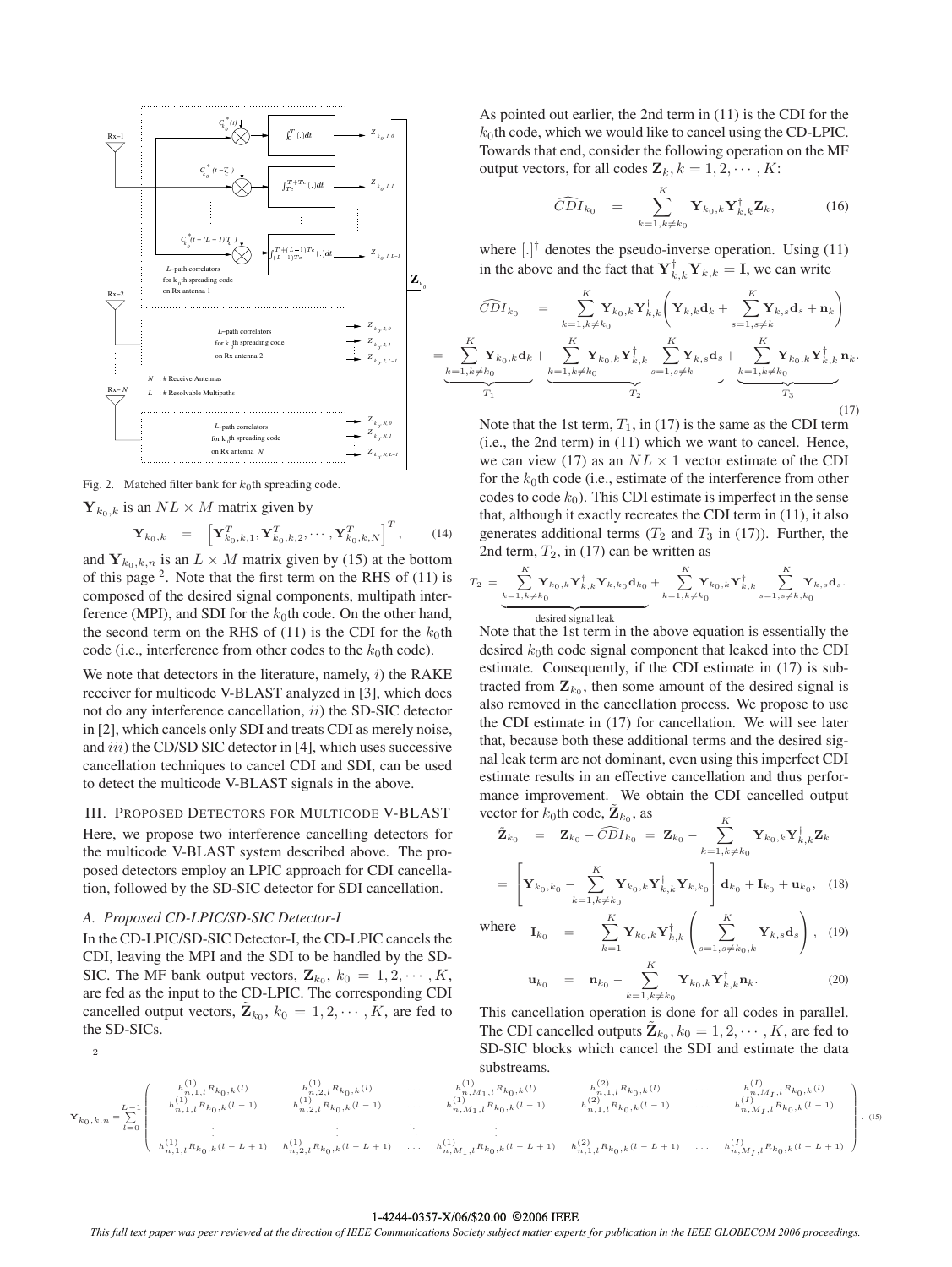Fig. 2. Matched filter bank for $k_0$th spreading code.

$\mathbf{Y}_{k_0,k}$ is an $NL \times M$ matrix given by

$$\mathbf{Y}_{k_0,k} = \left[\mathbf{Y}_{k_0,k,1}^T, \mathbf{Y}_{k_0,k,2}^T, \cdots, \mathbf{Y}_{k_0,k,N}^T\right]^T, \quad (14)$$

and $\mathbf{Y}_{k_0,k,n}$ is an $L \times M$ matrix given by (15) at the bottom of this page [2]. Note that the first term on the RHS of (11) is composed of the desired signal components, multipath interference (MPI), and SDI for the $k_0$th code. On the other hand, the second term on the RHS of (11) is the CDI for the $k_0$th code (i.e., interference from other codes to the $k_0$th code).

We note that detectors in the literature, namely, $i)$ the RAKE receiver for multicode V-BLAST analyzed in [3], which does not do any interference cancellation, $ii)$ the SD-SIC detector in [2], which cancels only SDI and treats CDI as merely noise, and $iii)$ the CD/SD SIC detector in [4], which uses successive cancellation techniques to cancel CDI and SDI, can be used to detect the multicode V-BLAST signals in the above.

## III. Proposed Detectors for Multicode V-BLAST

Here, we propose two interference cancelling detectors for the multicode V-BLAST system described above. The proposed detectors employ an LPIC approach for CDI cancellation, followed by the SD-SIC detector for SDI cancellation.

### A. Proposed CD-LPIC/SD-SIC Detector-I

In the CD-LPIC/SD-SIC Detector-I, the CD-LPIC cancels the CDI, leaving the MPI and the SDI to be handled by the SD-SIC. The MF bank output vectors, $\mathbf{Z}_{k_0}$, $k_0 = 1, 2, \cdots, K$, are fed as the input to the CD-LPIC. The corresponding CDI cancelled output vectors, $\tilde{\mathbf{Z}}_{k_0}$, $k_0 = 1, 2, \cdots, K$, are fed to the SD-SICs.

As pointed out earlier, the 2nd term in (11) is the CDI for the $k_0$th code, which we would like to cancel using the CD-LPIC. Towards that end, consider the following operation on the MF output vectors, for all codes $\mathbf{Z}_k$, $k = 1, 2, \cdots, K$:

$$\widehat{CDI}_{k_0} = \sum_{k=1, k\neq k_0}^{K} \mathbf{Y}_{k_0,k} \mathbf{Y}_{k,k}^{\dagger} \mathbf{Z}_k, \quad (16)$$

where $[.]^{\dagger}$ denotes the pseudo-inverse operation. Using (11) in the above and the fact that $\mathbf{Y}_{k,k}^{\dagger}\mathbf{Y}_{k,k} = \mathbf{I}$, we can write

$$\widehat{CDI}_{k_0} = \sum_{k=1, k\neq k_0}^{K} \mathbf{Y}_{k_0,k} \mathbf{Y}_{k,k}^{\dagger} \left( \mathbf{Y}_{k,k}\mathbf{d}_k + \sum_{s=1, s\neq k}^{K} \mathbf{Y}_{k,s}\mathbf{d}_s + \mathbf{n}_k \right)$$

$$= \underbrace{\sum_{k=1, k\neq k_0}^{K} \mathbf{Y}_{k_0,k}\mathbf{d}_k}_{T_1} + \underbrace{\sum_{k=1, k\neq k_0}^{K} \mathbf{Y}_{k_0,k} \mathbf{Y}_{k,k}^{\dagger} \sum_{s=1, s\neq k}^{K} \mathbf{Y}_{k,s}\mathbf{d}_s}_{T_2} + \underbrace{\sum_{k=1, k\neq k_0}^{K} \mathbf{Y}_{k_0,k} \mathbf{Y}_{k,k}^{\dagger}\mathbf{n}_k}_{T_3}. \quad (17)$$

Note that the 1st term, $T_1$, in (17) is the same as the CDI term (i.e., the 2nd term) in (11) which we want to cancel. Hence, we can view (17) as an $NL \times 1$ vector estimate of the CDI for the $k_0$th code (i.e., estimate of the interference from other codes to code $k_0$). This CDI estimate is imperfect in the sense that, although it exactly recreates the CDI term in (11), it also generates additional terms ($T_2$ and $T_3$ in (17)). Further, the 2nd term, $T_2$, in (17) can be written as

$$T_2 = \underbrace{\sum_{k=1, k\neq k_0}^{K} \mathbf{Y}_{k_0,k} \mathbf{Y}_{k,k}^{\dagger} \mathbf{Y}_{k,k_0}\mathbf{d}_{k_0}}_{\text{desired signal leak}} + \sum_{k=1, k\neq k_0}^{K} \mathbf{Y}_{k_0,k} \mathbf{Y}_{k,k}^{\dagger} \sum_{s=1, s\neq k, k_0}^{K} \mathbf{Y}_{k,s}\mathbf{d}_s.$$

Note that the 1st term in the above equation is essentially the desired $k_0$th code signal component that leaked into the CDI estimate. Consequently, if the CDI estimate in (17) is subtracted from $\mathbf{Z}_{k_0}$, then some amount of the desired signal is also removed in the cancellation process. We propose to use the CDI estimate in (17) for cancellation. We will see later that, because both these additional terms and the desired signal leak term are not dominant, even using this imperfect CDI estimate results in an effective cancellation and thus performance improvement. We obtain the CDI cancelled output vector for $k_0$th code, $\tilde{\mathbf{Z}}_{k_0}$, as

$$\tilde{\mathbf{Z}}_{k_0} = \mathbf{Z}_{k_0} - \widehat{CDI}_{k_0} = \mathbf{Z}_{k_0} - \sum_{k=1, k\neq k_0}^{K} \mathbf{Y}_{k_0,k} \mathbf{Y}_{k,k}^{\dagger} \mathbf{Z}_k$$

$$= \left[ \mathbf{Y}_{k_0,k_0} - \sum_{k=1, k\neq k_0}^{K} \mathbf{Y}_{k_0,k} \mathbf{Y}_{k,k}^{\dagger} \mathbf{Y}_{k,k_0} \right] \mathbf{d}_{k_0} + \mathbf{I}_{k_0} + \mathbf{u}_{k_0}, \quad (18)$$

where

$$\mathbf{I}_{k_0} = -\sum_{k=1}^{K} \mathbf{Y}_{k_0,k} \mathbf{Y}_{k,k}^{\dagger} \left( \sum_{s=1, s\neq k_0,k}^{K} \mathbf{Y}_{k,s}\mathbf{d}_s \right), \quad (19)$$

$$\mathbf{u}_{k_0} = \mathbf{n}_{k_0} - \sum_{k=1, k\neq k_0}^{K} \mathbf{Y}_{k_0,k} \mathbf{Y}_{k,k}^{\dagger}\mathbf{n}_k. \quad (20)$$

This cancellation operation is done for all codes in parallel. The CDI cancelled outputs $\tilde{\mathbf{Z}}_{k_0}, k_0 = 1, 2, \cdots, K$, are fed to SD-SIC blocks which cancel the SDI and estimate the data substreams.

$$\mathbf{Y}_{k_0,k,n} = \sum_{l=0}^{L-1} \begin{pmatrix} h_{n,1,l}^{(1)} R_{k_0,k}(l) & h_{n,2,l}^{(1)} R_{k_0,k}(l) & \cdots & h_{n,M_1,l}^{(1)} R_{k_0,k}(l) & h_{n,1,l}^{(2)} R_{k_0,k}(l) & \cdots & h_{n,M_I,l}^{(I)} R_{k_0,k}(l) \\ h_{n,1,l}^{(1)} R_{k_0,k}(l-1) & h_{n,2,l}^{(1)} R_{k_0,k}(l-1) & \cdots & h_{n,M_1,l}^{(1)} R_{k_0,k}(l-1) & h_{n,1,l}^{(2)} R_{k_0,k}(l-1) & \cdots & h_{n,M_I,l}^{(I)} R_{k_0,k}(l-1) \\ \vdots & \vdots & \ddots & \vdots & & & \\ h_{n,1,l}^{(1)} R_{k_0,k}(l-L+1) & h_{n,2,l}^{(1)} R_{k_0,k}(l-L+1) & \cdots & h_{n,M_1,l}^{(1)} R_{k_0,k}(l-L+1) & h_{n,1,l}^{(2)} R_{k_0,k}(l-L+1) & \cdots & h_{n,M_I,l}^{(I)} R_{k_0,k}(l-L+1) \end{pmatrix}. \quad (15)$$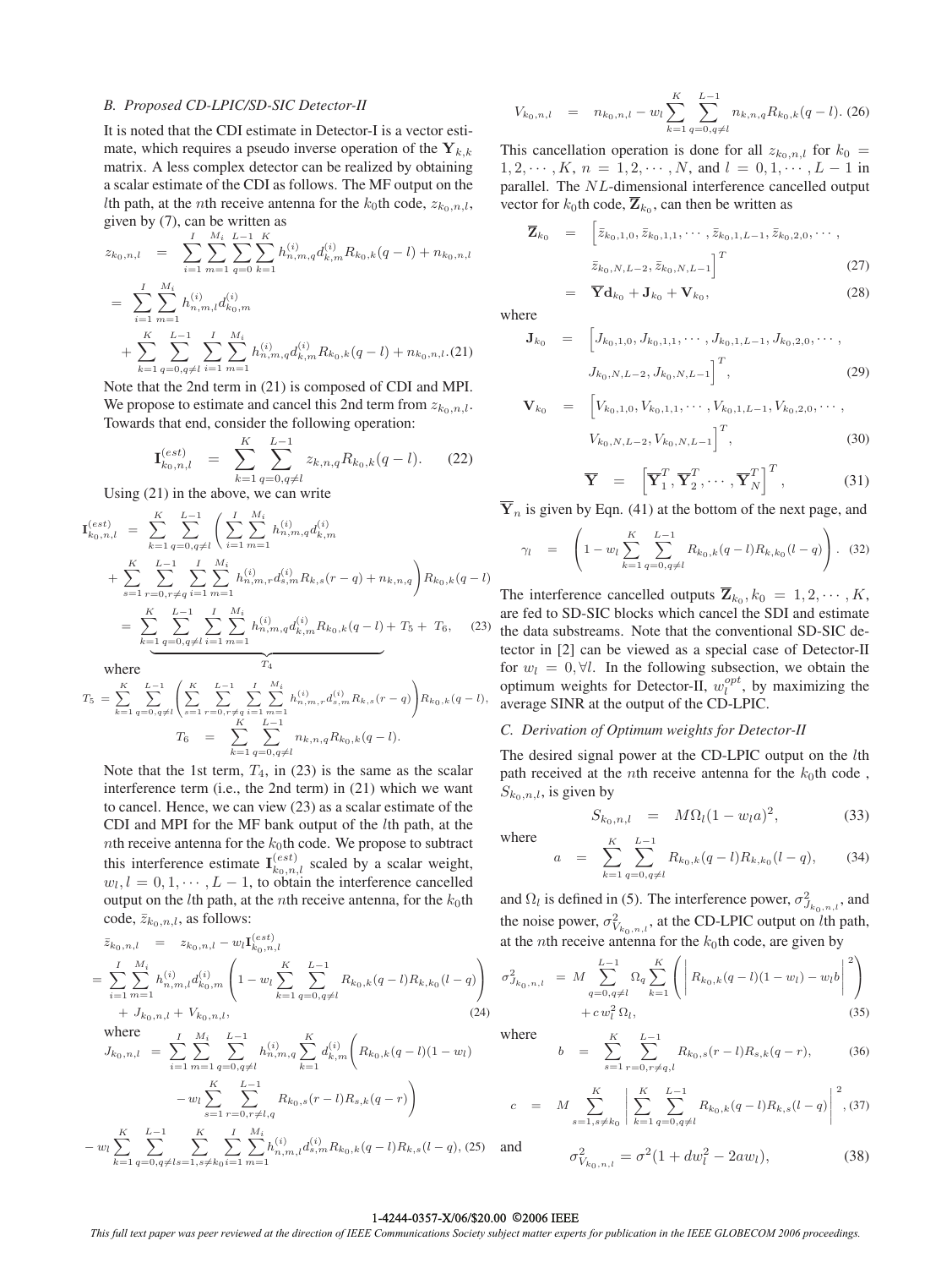### B. Proposed CD-LPIC/SD-SIC Detector-II

It is noted that the CDI estimate in Detector-I is a vector estimate, which requires a pseudo inverse operation of the $\mathbf{Y}_{k,k}$ matrix. A less complex detector can be realized by obtaining a scalar estimate of the CDI as follows. The MF output on the $l$th path, at the $n$th receive antenna for the $k_0$th code, $z_{k_0,n,l}$, given by (7), can be written as

$$
\begin{aligned}
z_{k_0,n,l} &= \sum_{i=1}^{I}\sum_{m=1}^{M_i}\sum_{q=0}^{L-1}\sum_{k=1}^{K} h_{n,m,q}^{(i)} d_{k,m}^{(i)} R_{k_0,k}(q-l) + n_{k_0,n,l} \\
&= \sum_{i=1}^{I}\sum_{m=1}^{M_i} h_{n,m,l}^{(i)} d_{k_0,m}^{(i)} \\
&\quad + \sum_{k=1}^{K}\sum_{q=0,q\neq l}^{L-1}\sum_{i=1}^{I}\sum_{m=1}^{M_i} h_{n,m,q}^{(i)} d_{k,m}^{(i)} R_{k_0,k}(q-l) + n_{k_0,n,l}. \quad (21)
\end{aligned}
$$

Note that the 2nd term in (21) is composed of CDI and MPI. We propose to estimate and cancel this 2nd term from $z_{k_0,n,l}$. Towards that end, consider the following operation:

$$
\mathbf{I}_{k_0,n,l}^{(est)} = \sum_{k=1}^{K}\sum_{q=0,q\neq l}^{L-1} z_{k,n,q} R_{k_0,k}(q-l). \quad (22)
$$

Using (21) in the above, we can write

$$
\begin{aligned}
\mathbf{I}_{k_0,n,l}^{(est)} &= \sum_{k=1}^{K}\sum_{q=0,q\neq l}^{L-1}\Bigg(\sum_{i=1}^{I}\sum_{m=1}^{M_i} h_{n,m,q}^{(i)} d_{k,m}^{(i)} \\
&\quad + \sum_{s=1}^{K}\sum_{r=0,r\neq q}^{L-1}\sum_{i=1}^{I}\sum_{m=1}^{M_i} h_{n,m,r}^{(i)} d_{s,m}^{(i)} R_{k,s}(r-q) + n_{k,n,q}\Bigg) R_{k_0,k}(q-l) \\
&= \underbrace{\sum_{k=1}^{K}\sum_{q=0,q\neq l}^{L-1}\sum_{i=1}^{I}\sum_{m=1}^{M_i} h_{n,m,q}^{(i)} d_{k,m}^{(i)} R_{k_0,k}(q-l)}_{T_4} + T_5 + T_6, \quad (23)
\end{aligned}
$$

where

$$
T_5 = \sum_{k=1}^{K}\sum_{q=0,q\neq l}^{L-1}\Bigg(\sum_{s=1}^{K}\sum_{r=0,r\neq q}^{L-1}\sum_{i=1}^{I}\sum_{m=1}^{M_i} h_{n,m,r}^{(i)} d_{s,m}^{(i)} R_{k,s}(r-q)\Bigg) R_{k_0,k}(q-l),
$$

$$
T_6 = \sum_{k=1}^{K}\sum_{q=0,q\neq l}^{L-1} n_{k,n,q} R_{k_0,k}(q-l).
$$

Note that the 1st term, $T_4$, in (23) is the same as the scalar interference term (i.e., the 2nd term) in (21) which we want to cancel. Hence, we can view (23) as a scalar estimate of the CDI and MPI for the MF bank output of the $l$th path, at the $n$th receive antenna for the $k_0$th code. We propose to subtract this interference estimate $\mathbf{I}_{k_0,n,l}^{(est)}$ scaled by a scalar weight, $w_l, l = 0, 1, \cdots, L-1$, to obtain the interference cancelled output on the $l$th path, at the $n$th receive antenna, for the $k_0$th code, $\tilde{z}_{k_0,n,l}$, as follows:

$$
\begin{aligned}
\tilde{z}_{k_0,n,l} &= z_{k_0,n,l} - w_l \mathbf{I}_{k_0,n,l}^{(est)} \\
&= \sum_{i=1}^{I}\sum_{m=1}^{M_i} h_{n,m,l}^{(i)} d_{k_0,m}^{(i)} \Bigg(1 - w_l \sum_{k=1}^{K}\sum_{q=0,q\neq l}^{L-1} R_{k_0,k}(q-l) R_{k,k_0}(l-q)\Bigg) \\
&\quad + J_{k_0,n,l} + V_{k_0,n,l}, \quad (24)
\end{aligned}
$$

where

$$
\begin{aligned}
J_{k_0,n,l} &= \sum_{i=1}^{I}\sum_{m=1}^{M_i}\sum_{q=0,q\neq l}^{L-1} h_{n,m,q}^{(i)} \sum_{k=1}^{K} d_{k,m}^{(i)} \Bigg( R_{k_0,k}(q-l)(1-w_l) \\
&\quad - w_l \sum_{s=1}^{K}\sum_{r=0,r\neq l,q}^{L-1} R_{k_0,s}(r-l) R_{s,k}(q-r)\Bigg) \\
&\quad - w_l \sum_{k=1}^{K}\sum_{q=0,q\neq l}^{L-1}\sum_{s=1,s\neq k_0}^{K}\sum_{i=1}^{I}\sum_{m=1}^{M_i} h_{n,m,l}^{(i)} d_{s,m}^{(i)} R_{k_0,k}(q-l) R_{k,s}(l-q), \quad (25)
\end{aligned}
$$

$$
V_{k_0,n,l} = n_{k_0,n,l} - w_l \sum_{k=1}^{K}\sum_{q=0,q\neq l}^{L-1} n_{k,n,q} R_{k_0,k}(q-l). \quad (26)
$$

This cancellation operation is done for all $z_{k_0,n,l}$ for $k_0 = 1, 2, \cdots, K$, $n = 1, 2, \cdots, N$, and $l = 0, 1, \cdots, L-1$ in parallel. The $NL$-dimensional interference cancelled output vector for $k_0$th code, $\overline{\mathbf{Z}}_{k_0}$, can then be written as

$$
\begin{aligned}
\overline{\mathbf{Z}}_{k_0} &= \Big[\tilde{z}_{k_0,1,0}, \tilde{z}_{k_0,1,1}, \cdots, \tilde{z}_{k_0,1,L-1}, \tilde{z}_{k_0,2,0}, \cdots, \\
&\quad \tilde{z}_{k_0,N,L-2}, \tilde{z}_{k_0,N,L-1}\Big]^T \quad (27) \\
&= \overline{\mathbf{Y}}\mathbf{d}_{k_0} + \mathbf{J}_{k_0} + \mathbf{V}_{k_0}, \quad (28)
\end{aligned}
$$

where

$$
\mathbf{J}_{k_0} = \Big[J_{k_0,1,0}, J_{k_0,1,1}, \cdots, J_{k_0,1,L-1}, J_{k_0,2,0}, \cdots, J_{k_0,N,L-2}, J_{k_0,N,L-1}\Big]^T, \quad (29)
$$

$$
\mathbf{V}_{k_0} = \Big[V_{k_0,1,0}, V_{k_0,1,1}, \cdots, V_{k_0,1,L-1}, V_{k_0,2,0}, \cdots, V_{k_0,N,L-2}, V_{k_0,N,L-1}\Big]^T, \quad (30)
$$

$$
\overline{\mathbf{Y}} = \Big[\overline{\mathbf{Y}}_1^T, \overline{\mathbf{Y}}_2^T, \cdots, \overline{\mathbf{Y}}_N^T\Big]^T, \quad (31)
$$

$\overline{\mathbf{Y}}_n$ is given by Eqn. (41) at the bottom of the next page, and

$$
\gamma_l = \Bigg(1 - w_l \sum_{k=1}^{K}\sum_{q=0,q\neq l}^{L-1} R_{k_0,k}(q-l) R_{k,k_0}(l-q)\Bigg). \quad (32)
$$

The interference cancelled outputs $\overline{\mathbf{Z}}_{k_0}, k_0 = 1, 2, \cdots, K$, are fed to SD-SIC blocks which cancel the SDI and estimate the data substreams. Note that the conventional SD-SIC detector in [2] can be viewed as a special case of Detector-II for $w_l = 0, \forall l$. In the following subsection, we obtain the optimum weights for Detector-II, $w_l^{opt}$, by maximizing the average SINR at the output of the CD-LPIC.

### C. Derivation of Optimum weights for Detector-II

The desired signal power at the CD-LPIC output on the $l$th path received at the $n$th receive antenna for the $k_0$th code, $S_{k_0,n,l}$, is given by

$$
S_{k_0,n,l} = M\Omega_l (1 - w_l a)^2, \quad (33)
$$

where

$$
a = \sum_{k=1}^{K}\sum_{q=0,q\neq l}^{L-1} R_{k_0,k}(q-l) R_{k,k_0}(l-q), \quad (34)
$$

and $\Omega_l$ is defined in (5). The interference power, $\sigma^2_{J_{k_0,n,l}}$, and the noise power, $\sigma^2_{V_{k_0,n,l}}$, at the CD-LPIC output on $l$th path, at the $n$th receive antenna for the $k_0$th code, are given by

$$
\sigma^2_{J_{k_0,n,l}} = M \sum_{q=0,q\neq l}^{L-1} \Omega_q \sum_{k=1}^{K}\Bigg(\Bigg| R_{k_0,k}(q-l)(1-w_l) - w_l b\Bigg|^2\Bigg) + c\, w_l^2\, \Omega_l, \quad (35)
$$

where

$$
b = \sum_{s=1}^{K}\sum_{r=0,r\neq q,l}^{L-1} R_{k_0,s}(r-l) R_{s,k}(q-r), \quad (36)
$$

$$
c = M \sum_{s=1,s\neq k_0}^{K}\Bigg|\sum_{k=1}^{K}\sum_{q=0,q\neq l}^{L-1} R_{k_0,k}(q-l) R_{k,s}(l-q)\Bigg|^2, \quad (37)
$$

and

$$
\sigma^2_{V_{k_0,n,l}} = \sigma^2 (1 + d w_l^2 - 2 a w_l), \quad (38)
$$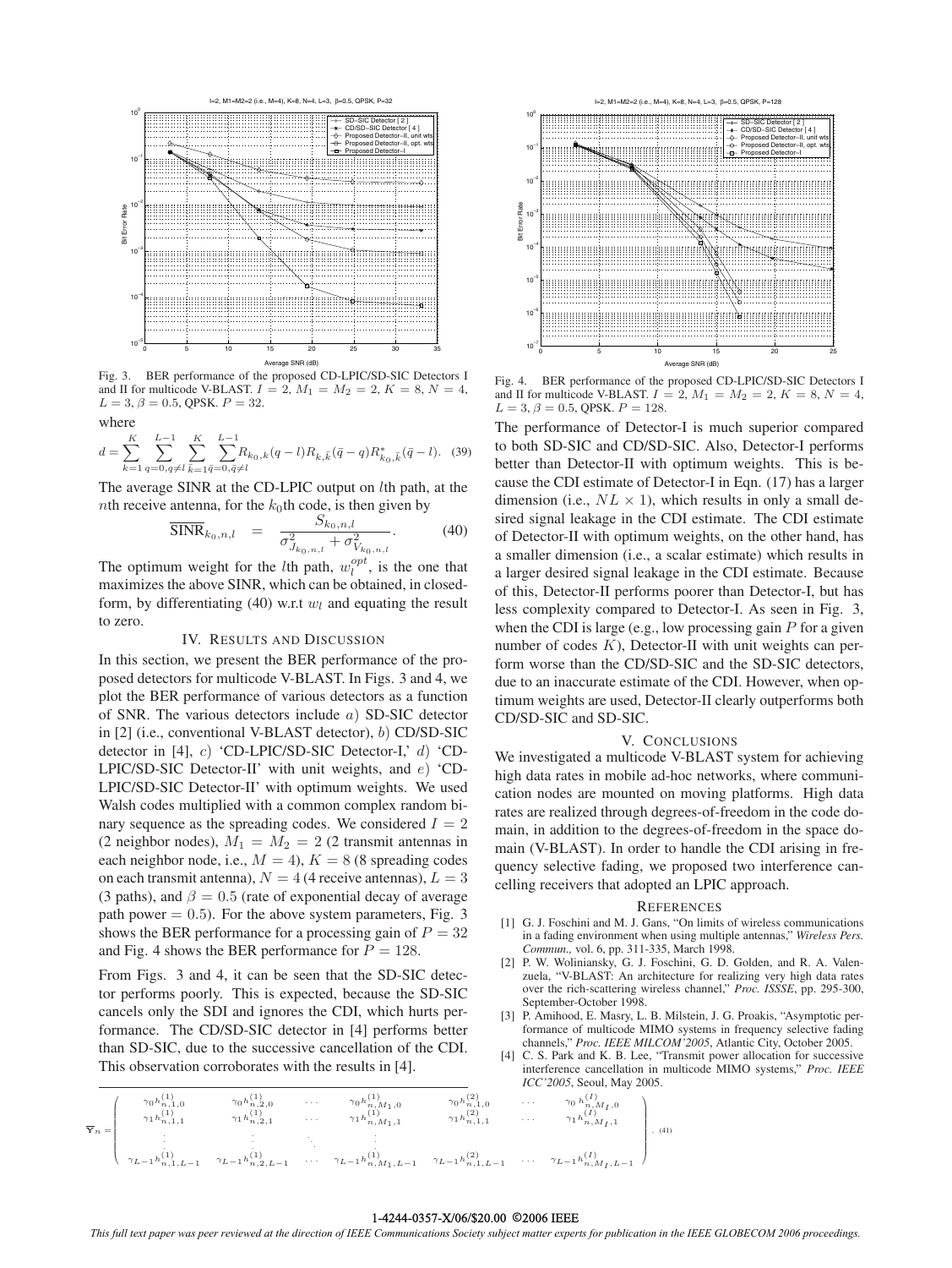I=2, M1=M2=2 (i.e., M=4), K=8, N=4, L=3, β=0.5, QPSK, P=32

SD–SIC Detector [ 2 ]
CD/SD–SIC Detector [ 4 ]
Proposed Detector–II, unit wts
Proposed Detector–II, opt. wts
Proposed Detector–I

Bit Error Rate

Average SNR (dB)

Fig. 3. BER performance of the proposed CD-LPIC/SD-SIC Detectors I and II for multicode V-BLAST. $I = 2$, $M_1 = M_2 = 2$, $K = 8$, $N = 4$, $L = 3$, $\beta = 0.5$, QPSK. $P = 32$.

I=2, M1=M2=2 (i.e., M=4), K=8, N=4, L=3, β=0.5, QPSK, P=128

SD–SIC Detector [ 2 ]
CD/SD–SIC Detector [ 4 ]
Proposed Detector–II, unit wts
Proposed Detector–II, opt. wts
Proposed Detector–I

Bit Error Rate

Average SNR (dB)

Fig. 4. BER performance of the proposed CD-LPIC/SD-SIC Detectors I and II for multicode V-BLAST. $I = 2$, $M_1 = M_2 = 2$, $K = 8$, $N = 4$, $L = 3$, $\beta = 0.5$, QPSK. $P = 128$.

where

$$d = \sum_{k=1}^{K} \sum_{q=0, q\neq l}^{L-1} \sum_{\bar{k}=1}^{K} \sum_{\bar{q}=0,\bar{q}\neq l}^{L-1} R_{k_0,k}(q-l) R_{k,\bar{k}}(\bar{q}-q) R^*_{k_0,\bar{k}}(\bar{q}-l). \quad (39)$$

The average SINR at the CD-LPIC output on $l$th path, at the $n$th receive antenna, for the $k_0$th code, is then given by

$$\overline{\text{SINR}}_{k_0,n,l} = \frac{S_{k_0,n,l}}{\sigma^2_{J_{k_0,n,l}} + \sigma^2_{V_{k_0,n,l}}}. \quad (40)$$

The optimum weight for the $l$th path, $w_l^{opt}$, is the one that maximizes the above SINR, which can be obtained, in closed-form, by differentiating (40) w.r.t $w_l$ and equating the result to zero.

## IV. Results and Discussion

In this section, we present the BER performance of the proposed detectors for multicode V-BLAST. In Figs. 3 and 4, we plot the BER performance of various detectors as a function of SNR. The various detectors include $a)$ SD-SIC detector in [2] (i.e., conventional V-BLAST detector), $b)$ CD/SD-SIC detector in [4], $c)$ 'CD-LPIC/SD-SIC Detector-I,' $d)$ 'CD-LPIC/SD-SIC Detector-II' with unit weights, and $e)$ 'CD-LPIC/SD-SIC Detector-II' with optimum weights. We used Walsh codes multiplied with a common complex random binary sequence as the spreading codes. We considered $I = 2$ (2 neighbor nodes), $M_1 = M_2 = 2$ (2 transmit antennas in each neighbor node, i.e., $M = 4$), $K = 8$ (8 spreading codes on each transmit antenna), $N = 4$ (4 receive antennas), $L = 3$ (3 paths), and $\beta = 0.5$ (rate of exponential decay of average path power $= 0.5$). For the above system parameters, Fig. 3 shows the BER performance for a processing gain of $P = 32$ and Fig. 4 shows the BER performance for $P = 128$.

From Figs. 3 and 4, it can be seen that the SD-SIC detector performs poorly. This is expected, because the SD-SIC cancels only the SDI and ignores the CDI, which hurts performance. The CD/SD-SIC detector in [4] performs better than SD-SIC, due to the successive cancellation of the CDI. This observation corroborates with the results in [4].

The performance of Detector-I is much superior compared to both SD-SIC and CD/SD-SIC. Also, Detector-I performs better than Detector-II with optimum weights. This is because the CDI estimate of Detector-I in Eqn. (17) has a larger dimension (i.e., $NL \times 1$), which results in only a small desired signal leakage in the CDI estimate. The CDI estimate of Detector-II with optimum weights, on the other hand, has a smaller dimension (i.e., a scalar estimate) which results in a larger desired signal leakage in the CDI estimate. Because of this, Detector-II performs poorer than Detector-I, but has less complexity compared to Detector-I. As seen in Fig. 3, when the CDI is large (e.g., low processing gain $P$ for a given number of codes $K$), Detector-II with unit weights can perform worse than the CD/SD-SIC and the SD-SIC detectors, due to an inaccurate estimate of the CDI. However, when optimum weights are used, Detector-II clearly outperforms both CD/SD-SIC and SD-SIC.

## V. Conclusions

We investigated a multicode V-BLAST system for achieving high data rates in mobile ad-hoc networks, where communication nodes are mounted on moving platforms. High data rates are realized through degrees-of-freedom in the code domain, in addition to the degrees-of-freedom in the space domain (V-BLAST). In order to handle the CDI arising in frequency selective fading, we proposed two interference cancelling receivers that adopted an LPIC approach.

## References

[1] G. J. Foschini and M. J. Gans, "On limits of wireless communications in a fading environment when using multiple antennas," *Wireless Pers. Commun.,* vol. 6, pp. 311-335, March 1998.

[2] P. W. Wolniansky, G. J. Foschini, G. D. Golden, and R. A. Valenzuela, "V-BLAST: An architecture for realizing very high data rates over the rich-scattering wireless channel," *Proc. ISSSE*, pp. 295-300, September-October 1998.

[3] P. Amihood, E. Masry, L. B. Milstein, J. G. Proakis, "Asymptotic performance of multicode MIMO systems in frequency selective fading channels," *Proc. IEEE MILCOM'2005*, Atlantic City, October 2005.

[4] C. S. Park and K. B. Lee, "Transmit power allocation for successive interference cancellation in multicode MIMO systems," *Proc. IEEE ICC'2005*, Seoul, May 2005.

$$\overline{\mathbf{Y}}_n = \begin{pmatrix} \gamma_0 h^{(1)}_{n,1,0} & \gamma_0 h^{(1)}_{n,2,0} & \cdots & \gamma_0 h^{(1)}_{n,M_1,0} & \gamma_0 h^{(2)}_{n,1,0} & \cdots & \gamma_0 h^{(I)}_{n,M_I,0} \\ \gamma_1 h^{(1)}_{n,1,1} & \gamma_1 h^{(1)}_{n,2,1} & \cdots & \gamma_1 h^{(1)}_{n,M_1,1} & \gamma_1 h^{(2)}_{n,1,1} & \cdots & \gamma_1 h^{(I)}_{n,M_I,1} \\ \vdots & \vdots & \ddots & \vdots & & & \\ \gamma_{L-1} h^{(1)}_{n,1,L-1} & \gamma_{L-1} h^{(1)}_{n,2,L-1} & \cdots & \gamma_{L-1} h^{(1)}_{n,M_1,L-1} & \gamma_{L-1} h^{(2)}_{n,1,L-1} & \cdots & \gamma_{L-1} h^{(I)}_{n,M_I,L-1} \end{pmatrix}. \quad (41)$$